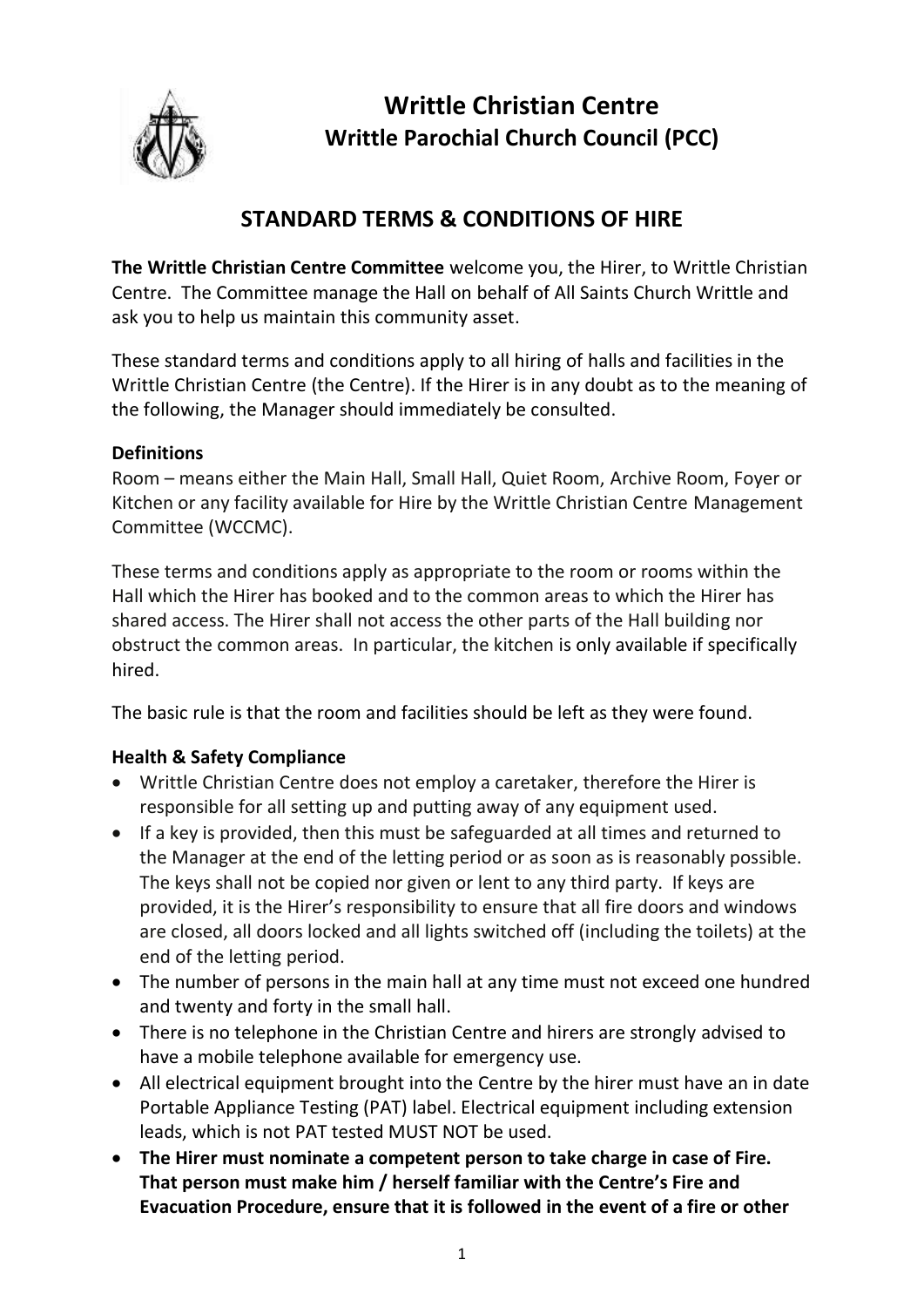# Writtle Christian Centre
## Writtle Parochial Church Council (PCC)

## STANDARD TERMS & CONDITIONS OF HIRE

**The Writtle Christian Centre Committee** welcome you, the Hirer, to Writtle Christian Centre. The Committee manage the Hall on behalf of All Saints Church Writtle and ask you to help us maintain this community asset.

These standard terms and conditions apply to all hiring of halls and facilities in the Writtle Christian Centre (the Centre). If the Hirer is in any doubt as to the meaning of the following, the Manager should immediately be consulted.

**Definitions**

Room – means either the Main Hall, Small Hall, Quiet Room, Archive Room, Foyer or Kitchen or any facility available for Hire by the Writtle Christian Centre Management Committee (WCCMC).

These terms and conditions apply as appropriate to the room or rooms within the Hall which the Hirer has booked and to the common areas to which the Hirer has shared access. The Hirer shall not access the other parts of the Hall building nor obstruct the common areas. In particular, the kitchen is only available if specifically hired.

The basic rule is that the room and facilities should be left as they were found.

**Health & Safety Compliance**

- Writtle Christian Centre does not employ a caretaker, therefore the Hirer is responsible for all setting up and putting away of any equipment used.
- If a key is provided, then this must be safeguarded at all times and returned to the Manager at the end of the letting period or as soon as is reasonably possible. The keys shall not be copied nor given or lent to any third party. If keys are provided, it is the Hirer's responsibility to ensure that all fire doors and windows are closed, all doors locked and all lights switched off (including the toilets) at the end of the letting period.
- The number of persons in the main hall at any time must not exceed one hundred and twenty and forty in the small hall.
- There is no telephone in the Christian Centre and hirers are strongly advised to have a mobile telephone available for emergency use.
- All electrical equipment brought into the Centre by the hirer must have an in date Portable Appliance Testing (PAT) label. Electrical equipment including extension leads, which is not PAT tested MUST NOT be used.
- **The Hirer must nominate a competent person to take charge in case of Fire. That person must make him / herself familiar with the Centre's Fire and Evacuation Procedure, ensure that it is followed in the event of a fire or other**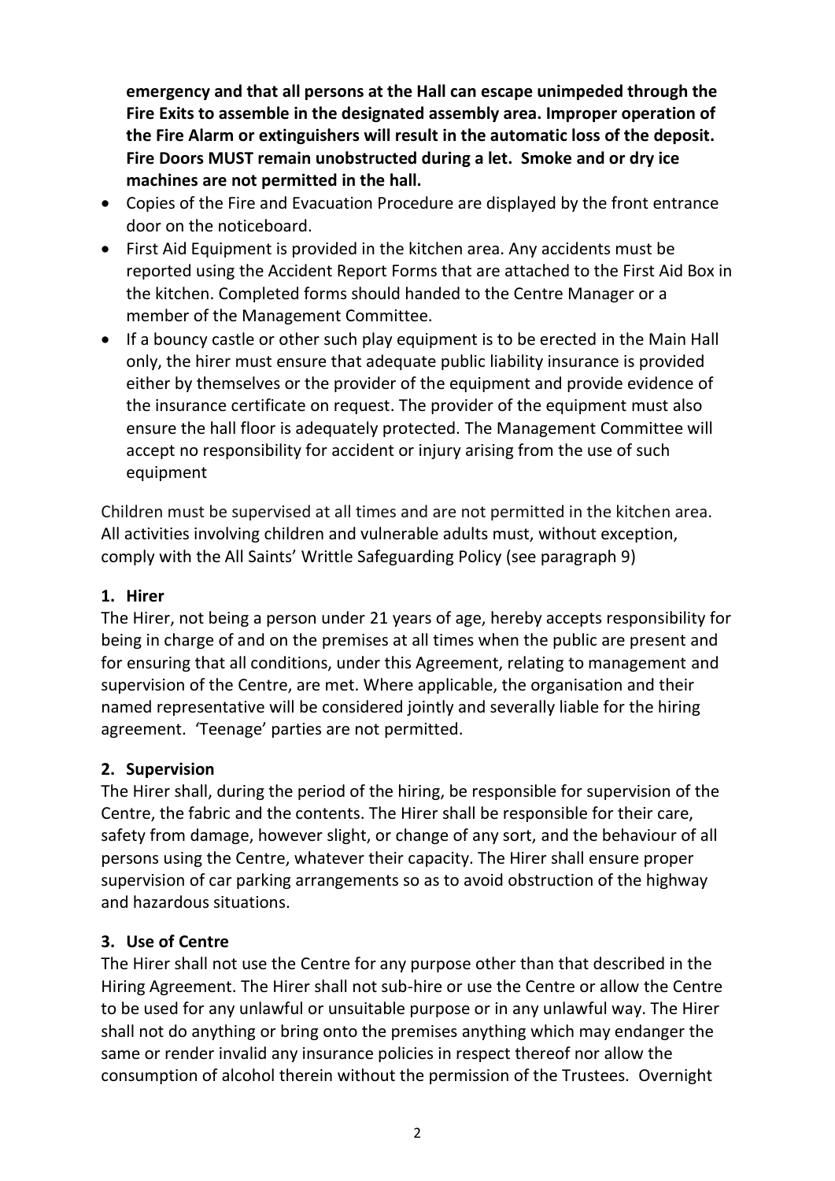**emergency and that all persons at the Hall can escape unimpeded through the Fire Exits to assemble in the designated assembly area. Improper operation of the Fire Alarm or extinguishers will result in the automatic loss of the deposit. Fire Doors MUST remain unobstructed during a let. Smoke and or dry ice machines are not permitted in the hall.**

- Copies of the Fire and Evacuation Procedure are displayed by the front entrance door on the noticeboard.
- First Aid Equipment is provided in the kitchen area. Any accidents must be reported using the Accident Report Forms that are attached to the First Aid Box in the kitchen. Completed forms should handed to the Centre Manager or a member of the Management Committee.
- If a bouncy castle or other such play equipment is to be erected in the Main Hall only, the hirer must ensure that adequate public liability insurance is provided either by themselves or the provider of the equipment and provide evidence of the insurance certificate on request. The provider of the equipment must also ensure the hall floor is adequately protected. The Management Committee will accept no responsibility for accident or injury arising from the use of such equipment

Children must be supervised at all times and are not permitted in the kitchen area. All activities involving children and vulnerable adults must, without exception, comply with the All Saints' Writtle Safeguarding Policy (see paragraph 9)

**1. Hirer**

The Hirer, not being a person under 21 years of age, hereby accepts responsibility for being in charge of and on the premises at all times when the public are present and for ensuring that all conditions, under this Agreement, relating to management and supervision of the Centre, are met. Where applicable, the organisation and their named representative will be considered jointly and severally liable for the hiring agreement. 'Teenage' parties are not permitted.

**2. Supervision**

The Hirer shall, during the period of the hiring, be responsible for supervision of the Centre, the fabric and the contents. The Hirer shall be responsible for their care, safety from damage, however slight, or change of any sort, and the behaviour of all persons using the Centre, whatever their capacity. The Hirer shall ensure proper supervision of car parking arrangements so as to avoid obstruction of the highway and hazardous situations.

**3. Use of Centre**

The Hirer shall not use the Centre for any purpose other than that described in the Hiring Agreement. The Hirer shall not sub-hire or use the Centre or allow the Centre to be used for any unlawful or unsuitable purpose or in any unlawful way. The Hirer shall not do anything or bring onto the premises anything which may endanger the same or render invalid any insurance policies in respect thereof nor allow the consumption of alcohol therein without the permission of the Trustees. Overnight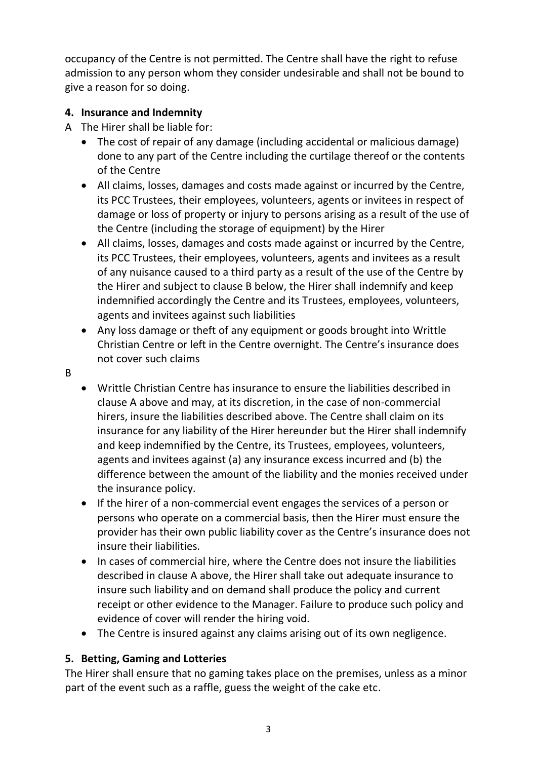occupancy of the Centre is not permitted. The Centre shall have the right to refuse admission to any person whom they consider undesirable and shall not be bound to give a reason for so doing.

## 4. Insurance and Indemnity

A The Hirer shall be liable for:

- The cost of repair of any damage (including accidental or malicious damage) done to any part of the Centre including the curtilage thereof or the contents of the Centre
- All claims, losses, damages and costs made against or incurred by the Centre, its PCC Trustees, their employees, volunteers, agents or invitees in respect of damage or loss of property or injury to persons arising as a result of the use of the Centre (including the storage of equipment) by the Hirer
- All claims, losses, damages and costs made against or incurred by the Centre, its PCC Trustees, their employees, volunteers, agents and invitees as a result of any nuisance caused to a third party as a result of the use of the Centre by the Hirer and subject to clause B below, the Hirer shall indemnify and keep indemnified accordingly the Centre and its Trustees, employees, volunteers, agents and invitees against such liabilities
- Any loss damage or theft of any equipment or goods brought into Writtle Christian Centre or left in the Centre overnight. The Centre's insurance does not cover such claims

B

- Writtle Christian Centre has insurance to ensure the liabilities described in clause A above and may, at its discretion, in the case of non-commercial hirers, insure the liabilities described above. The Centre shall claim on its insurance for any liability of the Hirer hereunder but the Hirer shall indemnify and keep indemnified by the Centre, its Trustees, employees, volunteers, agents and invitees against (a) any insurance excess incurred and (b) the difference between the amount of the liability and the monies received under the insurance policy.
- If the hirer of a non-commercial event engages the services of a person or persons who operate on a commercial basis, then the Hirer must ensure the provider has their own public liability cover as the Centre's insurance does not insure their liabilities.
- In cases of commercial hire, where the Centre does not insure the liabilities described in clause A above, the Hirer shall take out adequate insurance to insure such liability and on demand shall produce the policy and current receipt or other evidence to the Manager. Failure to produce such policy and evidence of cover will render the hiring void.
- The Centre is insured against any claims arising out of its own negligence.

## 5. Betting, Gaming and Lotteries

The Hirer shall ensure that no gaming takes place on the premises, unless as a minor part of the event such as a raffle, guess the weight of the cake etc.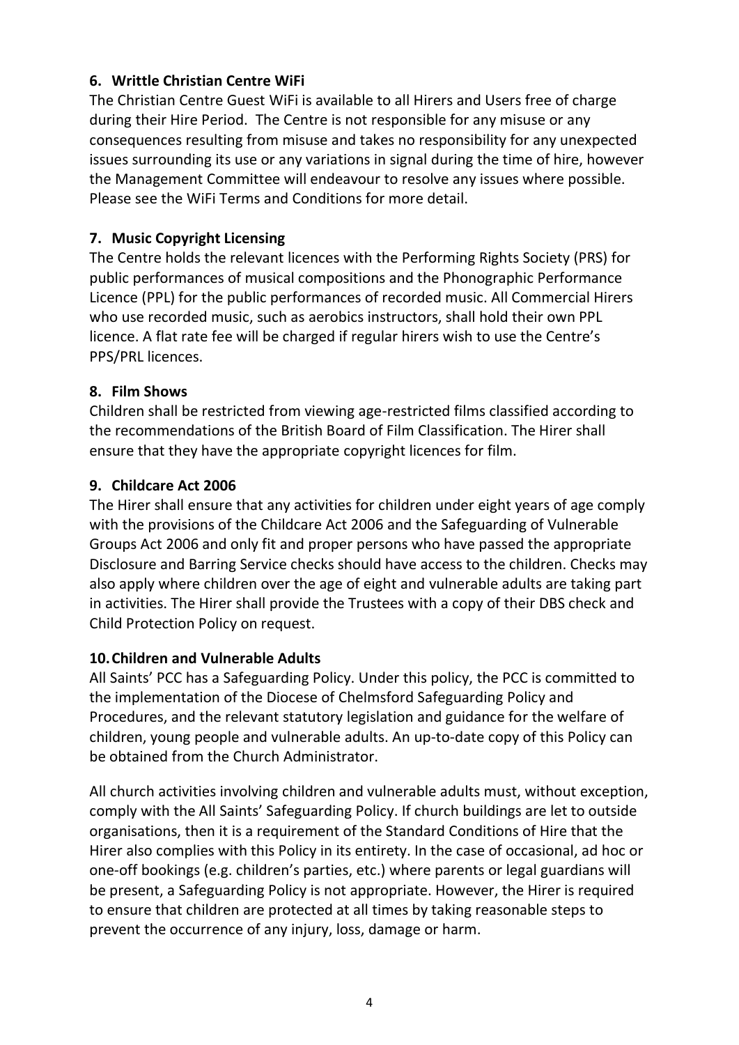**6. Writtle Christian Centre WiFi**

The Christian Centre Guest WiFi is available to all Hirers and Users free of charge during their Hire Period. The Centre is not responsible for any misuse or any consequences resulting from misuse and takes no responsibility for any unexpected issues surrounding its use or any variations in signal during the time of hire, however the Management Committee will endeavour to resolve any issues where possible. Please see the WiFi Terms and Conditions for more detail.

**7. Music Copyright Licensing**

The Centre holds the relevant licences with the Performing Rights Society (PRS) for public performances of musical compositions and the Phonographic Performance Licence (PPL) for the public performances of recorded music. All Commercial Hirers who use recorded music, such as aerobics instructors, shall hold their own PPL licence. A flat rate fee will be charged if regular hirers wish to use the Centre's PPS/PRL licences.

**8. Film Shows**

Children shall be restricted from viewing age-restricted films classified according to the recommendations of the British Board of Film Classification. The Hirer shall ensure that they have the appropriate copyright licences for film.

**9. Childcare Act 2006**

The Hirer shall ensure that any activities for children under eight years of age comply with the provisions of the Childcare Act 2006 and the Safeguarding of Vulnerable Groups Act 2006 and only fit and proper persons who have passed the appropriate Disclosure and Barring Service checks should have access to the children. Checks may also apply where children over the age of eight and vulnerable adults are taking part in activities. The Hirer shall provide the Trustees with a copy of their DBS check and Child Protection Policy on request.

**10. Children and Vulnerable Adults**

All Saints' PCC has a Safeguarding Policy. Under this policy, the PCC is committed to the implementation of the Diocese of Chelmsford Safeguarding Policy and Procedures, and the relevant statutory legislation and guidance for the welfare of children, young people and vulnerable adults. An up-to-date copy of this Policy can be obtained from the Church Administrator.

All church activities involving children and vulnerable adults must, without exception, comply with the All Saints' Safeguarding Policy. If church buildings are let to outside organisations, then it is a requirement of the Standard Conditions of Hire that the Hirer also complies with this Policy in its entirety. In the case of occasional, ad hoc or one-off bookings (e.g. children's parties, etc.) where parents or legal guardians will be present, a Safeguarding Policy is not appropriate. However, the Hirer is required to ensure that children are protected at all times by taking reasonable steps to prevent the occurrence of any injury, loss, damage or harm.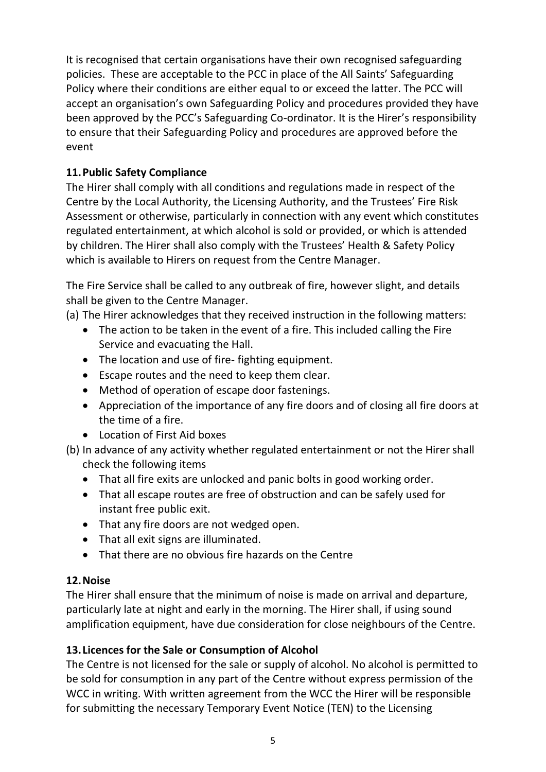It is recognised that certain organisations have their own recognised safeguarding policies. These are acceptable to the PCC in place of the All Saints' Safeguarding Policy where their conditions are either equal to or exceed the latter. The PCC will accept an organisation's own Safeguarding Policy and procedures provided they have been approved by the PCC's Safeguarding Co-ordinator. It is the Hirer's responsibility to ensure that their Safeguarding Policy and procedures are approved before the event

## 11. Public Safety Compliance

The Hirer shall comply with all conditions and regulations made in respect of the Centre by the Local Authority, the Licensing Authority, and the Trustees' Fire Risk Assessment or otherwise, particularly in connection with any event which constitutes regulated entertainment, at which alcohol is sold or provided, or which is attended by children. The Hirer shall also comply with the Trustees' Health & Safety Policy which is available to Hirers on request from the Centre Manager.

The Fire Service shall be called to any outbreak of fire, however slight, and details shall be given to the Centre Manager.

(a) The Hirer acknowledges that they received instruction in the following matters:

- The action to be taken in the event of a fire. This included calling the Fire Service and evacuating the Hall.
- The location and use of fire- fighting equipment.
- Escape routes and the need to keep them clear.
- Method of operation of escape door fastenings.
- Appreciation of the importance of any fire doors and of closing all fire doors at the time of a fire.
- Location of First Aid boxes

(b) In advance of any activity whether regulated entertainment or not the Hirer shall check the following items

- That all fire exits are unlocked and panic bolts in good working order.
- That all escape routes are free of obstruction and can be safely used for instant free public exit.
- That any fire doors are not wedged open.
- That all exit signs are illuminated.
- That there are no obvious fire hazards on the Centre

## 12. Noise

The Hirer shall ensure that the minimum of noise is made on arrival and departure, particularly late at night and early in the morning. The Hirer shall, if using sound amplification equipment, have due consideration for close neighbours of the Centre.

## 13. Licences for the Sale or Consumption of Alcohol

The Centre is not licensed for the sale or supply of alcohol. No alcohol is permitted to be sold for consumption in any part of the Centre without express permission of the WCC in writing. With written agreement from the WCC the Hirer will be responsible for submitting the necessary Temporary Event Notice (TEN) to the Licensing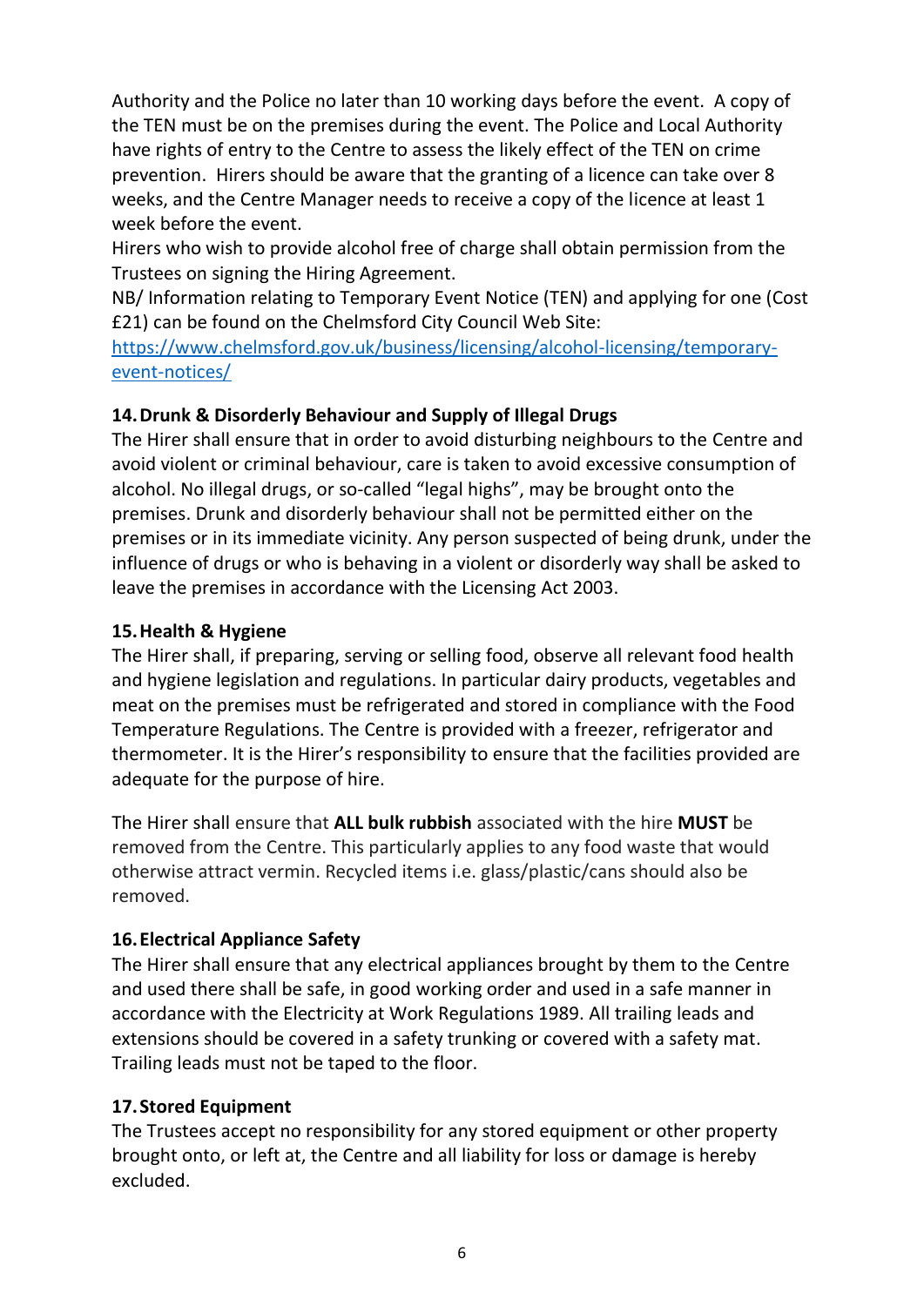Authority and the Police no later than 10 working days before the event. A copy of the TEN must be on the premises during the event. The Police and Local Authority have rights of entry to the Centre to assess the likely effect of the TEN on crime prevention. Hirers should be aware that the granting of a licence can take over 8 weeks, and the Centre Manager needs to receive a copy of the licence at least 1 week before the event.

Hirers who wish to provide alcohol free of charge shall obtain permission from the Trustees on signing the Hiring Agreement.

NB/ Information relating to Temporary Event Notice (TEN) and applying for one (Cost £21) can be found on the Chelmsford City Council Web Site:
[https://www.chelmsford.gov.uk/business/licensing/alcohol-licensing/temporary-event-notices/](https://www.chelmsford.gov.uk/business/licensing/alcohol-licensing/temporary-event-notices/)

### 14. Drunk & Disorderly Behaviour and Supply of Illegal Drugs

The Hirer shall ensure that in order to avoid disturbing neighbours to the Centre and avoid violent or criminal behaviour, care is taken to avoid excessive consumption of alcohol. No illegal drugs, or so-called "legal highs", may be brought onto the premises. Drunk and disorderly behaviour shall not be permitted either on the premises or in its immediate vicinity. Any person suspected of being drunk, under the influence of drugs or who is behaving in a violent or disorderly way shall be asked to leave the premises in accordance with the Licensing Act 2003.

### 15. Health & Hygiene

The Hirer shall, if preparing, serving or selling food, observe all relevant food health and hygiene legislation and regulations. In particular dairy products, vegetables and meat on the premises must be refrigerated and stored in compliance with the Food Temperature Regulations. The Centre is provided with a freezer, refrigerator and thermometer. It is the Hirer's responsibility to ensure that the facilities provided are adequate for the purpose of hire.

The Hirer shall ensure that **ALL bulk rubbish** associated with the hire **MUST** be removed from the Centre. This particularly applies to any food waste that would otherwise attract vermin. Recycled items i.e. glass/plastic/cans should also be removed.

### 16. Electrical Appliance Safety

The Hirer shall ensure that any electrical appliances brought by them to the Centre and used there shall be safe, in good working order and used in a safe manner in accordance with the Electricity at Work Regulations 1989. All trailing leads and extensions should be covered in a safety trunking or covered with a safety mat. Trailing leads must not be taped to the floor.

### 17. Stored Equipment

The Trustees accept no responsibility for any stored equipment or other property brought onto, or left at, the Centre and all liability for loss or damage is hereby excluded.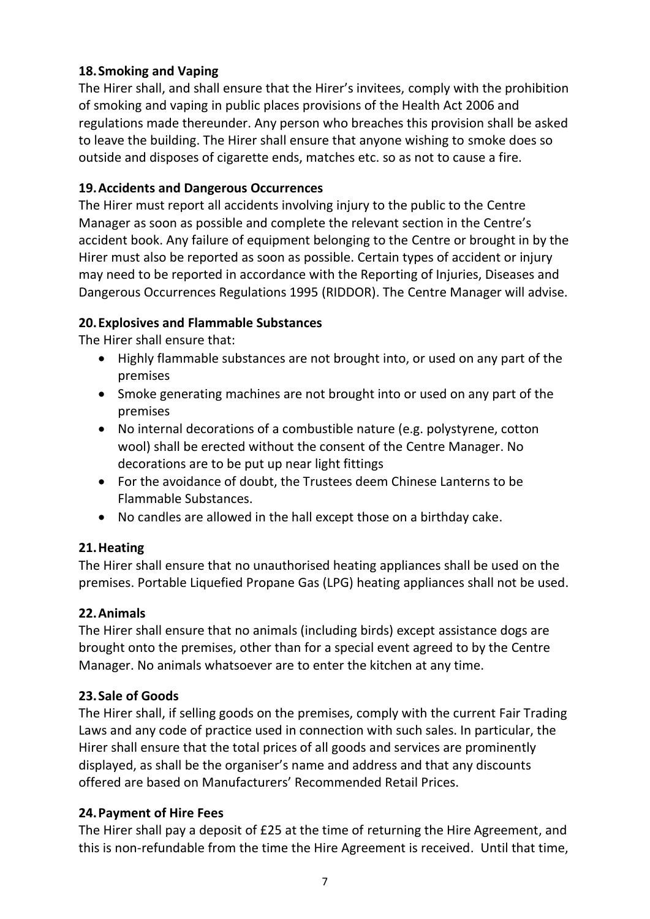### 18. Smoking and Vaping

The Hirer shall, and shall ensure that the Hirer's invitees, comply with the prohibition of smoking and vaping in public places provisions of the Health Act 2006 and regulations made thereunder. Any person who breaches this provision shall be asked to leave the building. The Hirer shall ensure that anyone wishing to smoke does so outside and disposes of cigarette ends, matches etc. so as not to cause a fire.

### 19. Accidents and Dangerous Occurrences

The Hirer must report all accidents involving injury to the public to the Centre Manager as soon as possible and complete the relevant section in the Centre's accident book. Any failure of equipment belonging to the Centre or brought in by the Hirer must also be reported as soon as possible. Certain types of accident or injury may need to be reported in accordance with the Reporting of Injuries, Diseases and Dangerous Occurrences Regulations 1995 (RIDDOR). The Centre Manager will advise.

### 20. Explosives and Flammable Substances

The Hirer shall ensure that:

- Highly flammable substances are not brought into, or used on any part of the premises
- Smoke generating machines are not brought into or used on any part of the premises
- No internal decorations of a combustible nature (e.g. polystyrene, cotton wool) shall be erected without the consent of the Centre Manager. No decorations are to be put up near light fittings
- For the avoidance of doubt, the Trustees deem Chinese Lanterns to be Flammable Substances.
- No candles are allowed in the hall except those on a birthday cake.

### 21. Heating

The Hirer shall ensure that no unauthorised heating appliances shall be used on the premises. Portable Liquefied Propane Gas (LPG) heating appliances shall not be used.

### 22. Animals

The Hirer shall ensure that no animals (including birds) except assistance dogs are brought onto the premises, other than for a special event agreed to by the Centre Manager. No animals whatsoever are to enter the kitchen at any time.

### 23. Sale of Goods

The Hirer shall, if selling goods on the premises, comply with the current Fair Trading Laws and any code of practice used in connection with such sales. In particular, the Hirer shall ensure that the total prices of all goods and services are prominently displayed, as shall be the organiser's name and address and that any discounts offered are based on Manufacturers' Recommended Retail Prices.

### 24. Payment of Hire Fees

The Hirer shall pay a deposit of £25 at the time of returning the Hire Agreement, and this is non-refundable from the time the Hire Agreement is received. Until that time,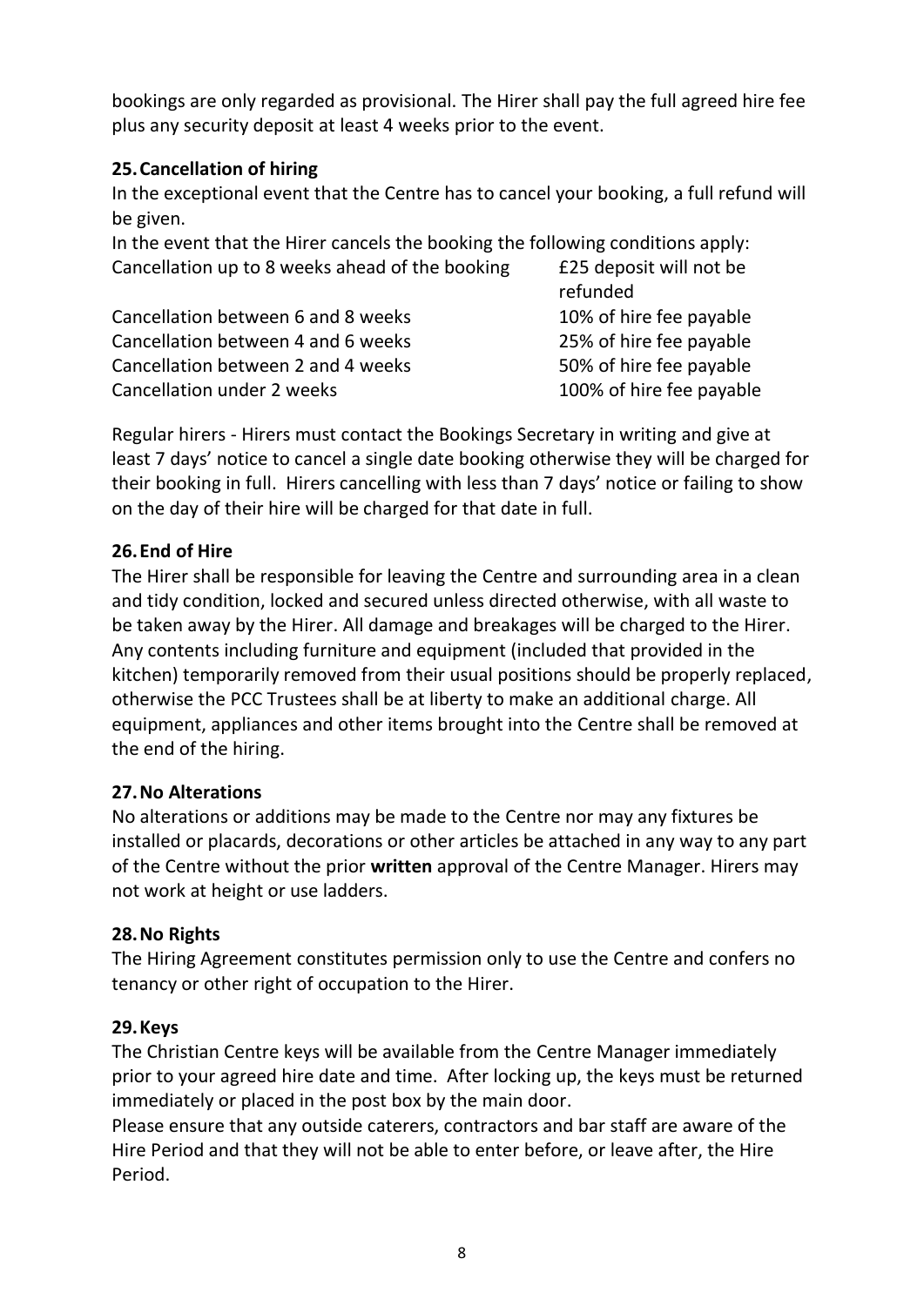bookings are only regarded as provisional. The Hirer shall pay the full agreed hire fee plus any security deposit at least 4 weeks prior to the event.

**25. Cancellation of hiring**

In the exceptional event that the Centre has to cancel your booking, a full refund will be given.

In the event that the Hirer cancels the booking the following conditions apply:

| | |
|---|---|
| Cancellation up to 8 weeks ahead of the booking | £25 deposit will not be refunded |
| Cancellation between 6 and 8 weeks | 10% of hire fee payable |
| Cancellation between 4 and 6 weeks | 25% of hire fee payable |
| Cancellation between 2 and 4 weeks | 50% of hire fee payable |
| Cancellation under 2 weeks | 100% of hire fee payable |

Regular hirers - Hirers must contact the Bookings Secretary in writing and give at least 7 days' notice to cancel a single date booking otherwise they will be charged for their booking in full. Hirers cancelling with less than 7 days' notice or failing to show on the day of their hire will be charged for that date in full.

**26. End of Hire**

The Hirer shall be responsible for leaving the Centre and surrounding area in a clean and tidy condition, locked and secured unless directed otherwise, with all waste to be taken away by the Hirer. All damage and breakages will be charged to the Hirer. Any contents including furniture and equipment (included that provided in the kitchen) temporarily removed from their usual positions should be properly replaced, otherwise the PCC Trustees shall be at liberty to make an additional charge. All equipment, appliances and other items brought into the Centre shall be removed at the end of the hiring.

**27. No Alterations**

No alterations or additions may be made to the Centre nor may any fixtures be installed or placards, decorations or other articles be attached in any way to any part of the Centre without the prior **written** approval of the Centre Manager. Hirers may not work at height or use ladders.

**28. No Rights**

The Hiring Agreement constitutes permission only to use the Centre and confers no tenancy or other right of occupation to the Hirer.

**29. Keys**

The Christian Centre keys will be available from the Centre Manager immediately prior to your agreed hire date and time. After locking up, the keys must be returned immediately or placed in the post box by the main door.

Please ensure that any outside caterers, contractors and bar staff are aware of the Hire Period and that they will not be able to enter before, or leave after, the Hire Period.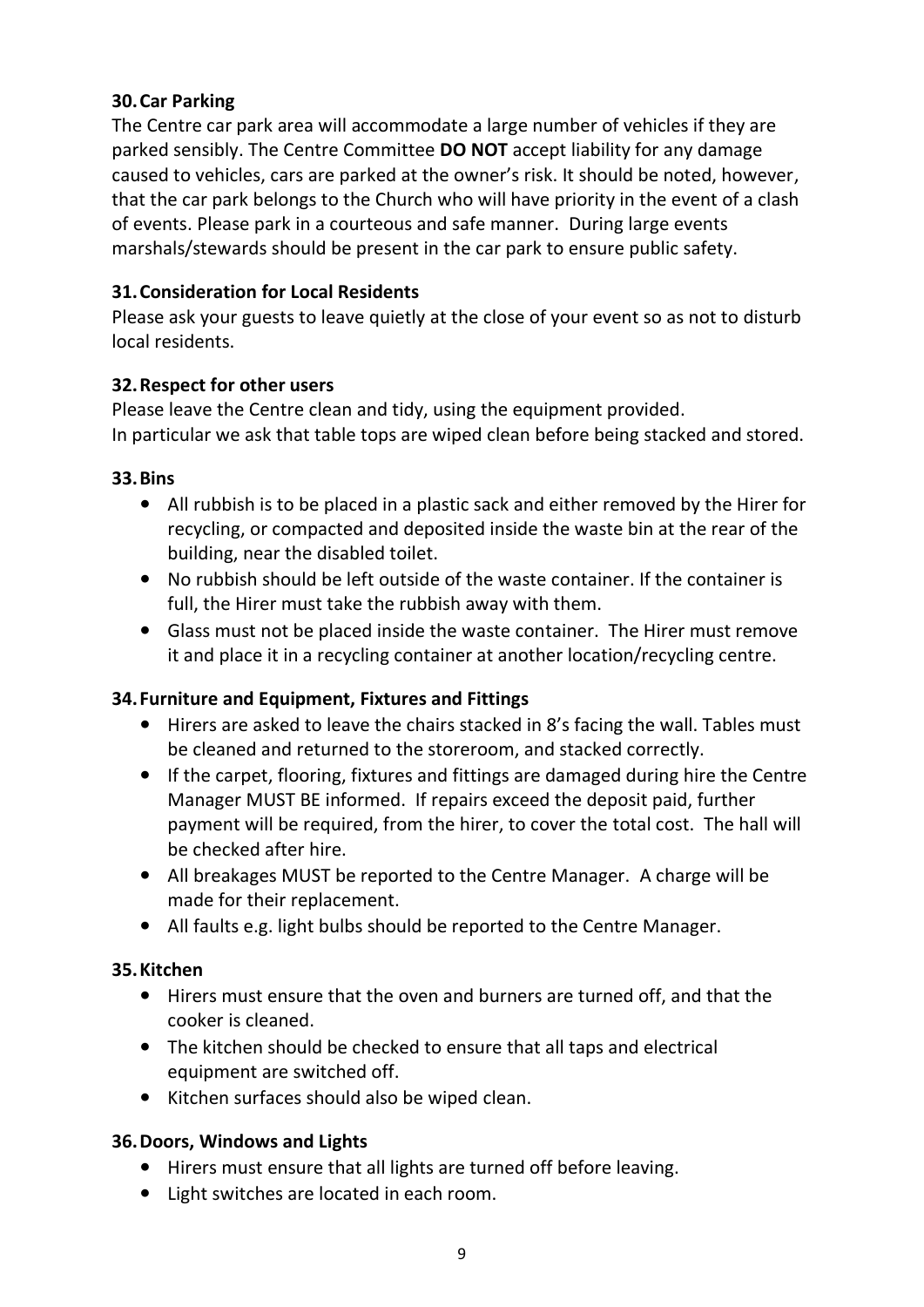### 30. Car Parking

The Centre car park area will accommodate a large number of vehicles if they are parked sensibly. The Centre Committee **DO NOT** accept liability for any damage caused to vehicles, cars are parked at the owner's risk. It should be noted, however, that the car park belongs to the Church who will have priority in the event of a clash of events. Please park in a courteous and safe manner. During large events marshals/stewards should be present in the car park to ensure public safety.

### 31. Consideration for Local Residents

Please ask your guests to leave quietly at the close of your event so as not to disturb local residents.

### 32. Respect for other users

Please leave the Centre clean and tidy, using the equipment provided.
In particular we ask that table tops are wiped clean before being stacked and stored.

### 33. Bins

- All rubbish is to be placed in a plastic sack and either removed by the Hirer for recycling, or compacted and deposited inside the waste bin at the rear of the building, near the disabled toilet.
- No rubbish should be left outside of the waste container. If the container is full, the Hirer must take the rubbish away with them.
- Glass must not be placed inside the waste container. The Hirer must remove it and place it in a recycling container at another location/recycling centre.

### 34. Furniture and Equipment, Fixtures and Fittings

- Hirers are asked to leave the chairs stacked in 8's facing the wall. Tables must be cleaned and returned to the storeroom, and stacked correctly.
- If the carpet, flooring, fixtures and fittings are damaged during hire the Centre Manager MUST BE informed. If repairs exceed the deposit paid, further payment will be required, from the hirer, to cover the total cost. The hall will be checked after hire.
- All breakages MUST be reported to the Centre Manager. A charge will be made for their replacement.
- All faults e.g. light bulbs should be reported to the Centre Manager.

### 35. Kitchen

- Hirers must ensure that the oven and burners are turned off, and that the cooker is cleaned.
- The kitchen should be checked to ensure that all taps and electrical equipment are switched off.
- Kitchen surfaces should also be wiped clean.

### 36. Doors, Windows and Lights

- Hirers must ensure that all lights are turned off before leaving.
- Light switches are located in each room.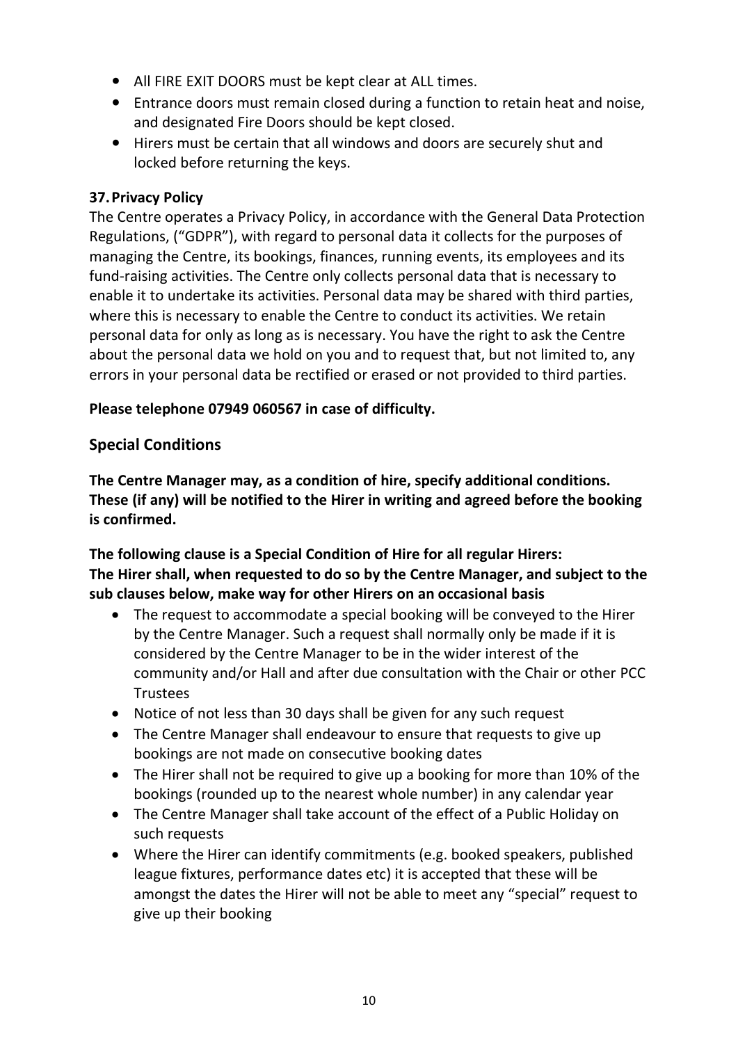- All FIRE EXIT DOORS must be kept clear at ALL times.
- Entrance doors must remain closed during a function to retain heat and noise, and designated Fire Doors should be kept closed.
- Hirers must be certain that all windows and doors are securely shut and locked before returning the keys.

### 37. Privacy Policy

The Centre operates a Privacy Policy, in accordance with the General Data Protection Regulations, ("GDPR"), with regard to personal data it collects for the purposes of managing the Centre, its bookings, finances, running events, its employees and its fund-raising activities. The Centre only collects personal data that is necessary to enable it to undertake its activities. Personal data may be shared with third parties, where this is necessary to enable the Centre to conduct its activities. We retain personal data for only as long as is necessary. You have the right to ask the Centre about the personal data we hold on you and to request that, but not limited to, any errors in your personal data be rectified or erased or not provided to third parties.

**Please telephone 07949 060567 in case of difficulty.**

## Special Conditions

**The Centre Manager may, as a condition of hire, specify additional conditions. These (if any) will be notified to the Hirer in writing and agreed before the booking is confirmed.**

**The following clause is a Special Condition of Hire for all regular Hirers:**
**The Hirer shall, when requested to do so by the Centre Manager, and subject to the sub clauses below, make way for other Hirers on an occasional basis**

- The request to accommodate a special booking will be conveyed to the Hirer by the Centre Manager. Such a request shall normally only be made if it is considered by the Centre Manager to be in the wider interest of the community and/or Hall and after due consultation with the Chair or other PCC Trustees
- Notice of not less than 30 days shall be given for any such request
- The Centre Manager shall endeavour to ensure that requests to give up bookings are not made on consecutive booking dates
- The Hirer shall not be required to give up a booking for more than 10% of the bookings (rounded up to the nearest whole number) in any calendar year
- The Centre Manager shall take account of the effect of a Public Holiday on such requests
- Where the Hirer can identify commitments (e.g. booked speakers, published league fixtures, performance dates etc) it is accepted that these will be amongst the dates the Hirer will not be able to meet any "special" request to give up their booking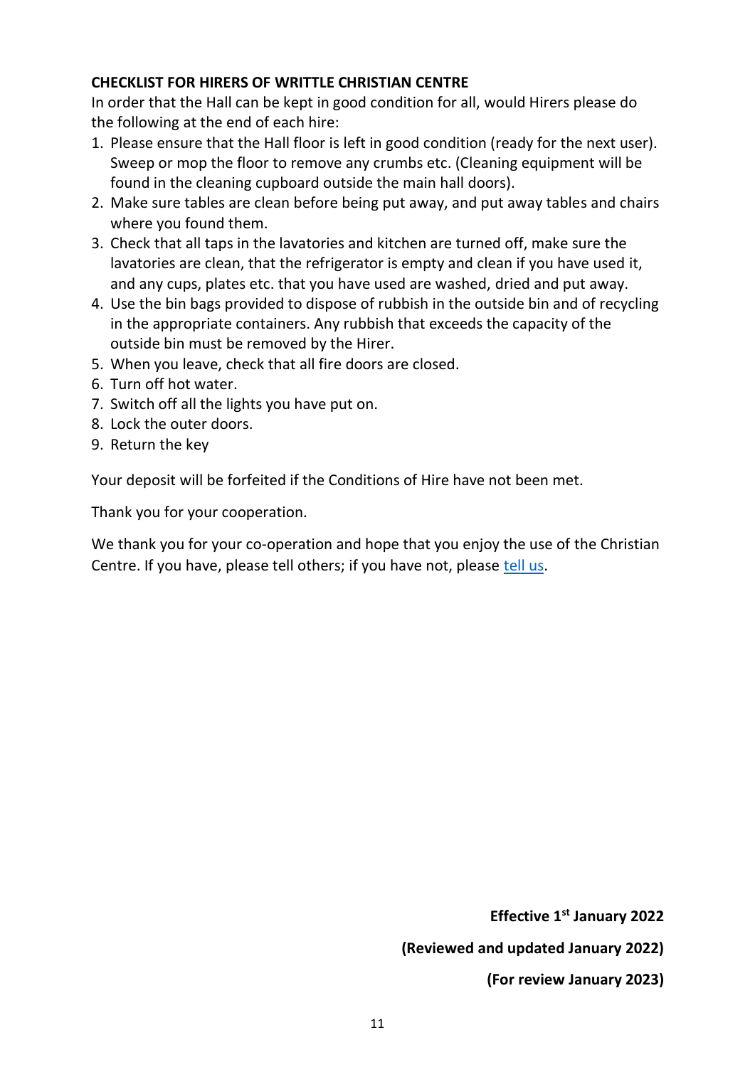## CHECKLIST FOR HIRERS OF WRITTLE CHRISTIAN CENTRE

In order that the Hall can be kept in good condition for all, would Hirers please do the following at the end of each hire:

1. Please ensure that the Hall floor is left in good condition (ready for the next user). Sweep or mop the floor to remove any crumbs etc. (Cleaning equipment will be found in the cleaning cupboard outside the main hall doors).
2. Make sure tables are clean before being put away, and put away tables and chairs where you found them.
3. Check that all taps in the lavatories and kitchen are turned off, make sure the lavatories are clean, that the refrigerator is empty and clean if you have used it, and any cups, plates etc. that you have used are washed, dried and put away.
4. Use the bin bags provided to dispose of rubbish in the outside bin and of recycling in the appropriate containers. Any rubbish that exceeds the capacity of the outside bin must be removed by the Hirer.
5. When you leave, check that all fire doors are closed.
6. Turn off hot water.
7. Switch off all the lights you have put on.
8. Lock the outer doors.
9. Return the key

Your deposit will be forfeited if the Conditions of Hire have not been met.

Thank you for your cooperation.

We thank you for your co-operation and hope that you enjoy the use of the Christian Centre. If you have, please tell others; if you have not, please tell us.

**Effective 1st January 2022**

**(Reviewed and updated January 2022)**

**(For review January 2023)**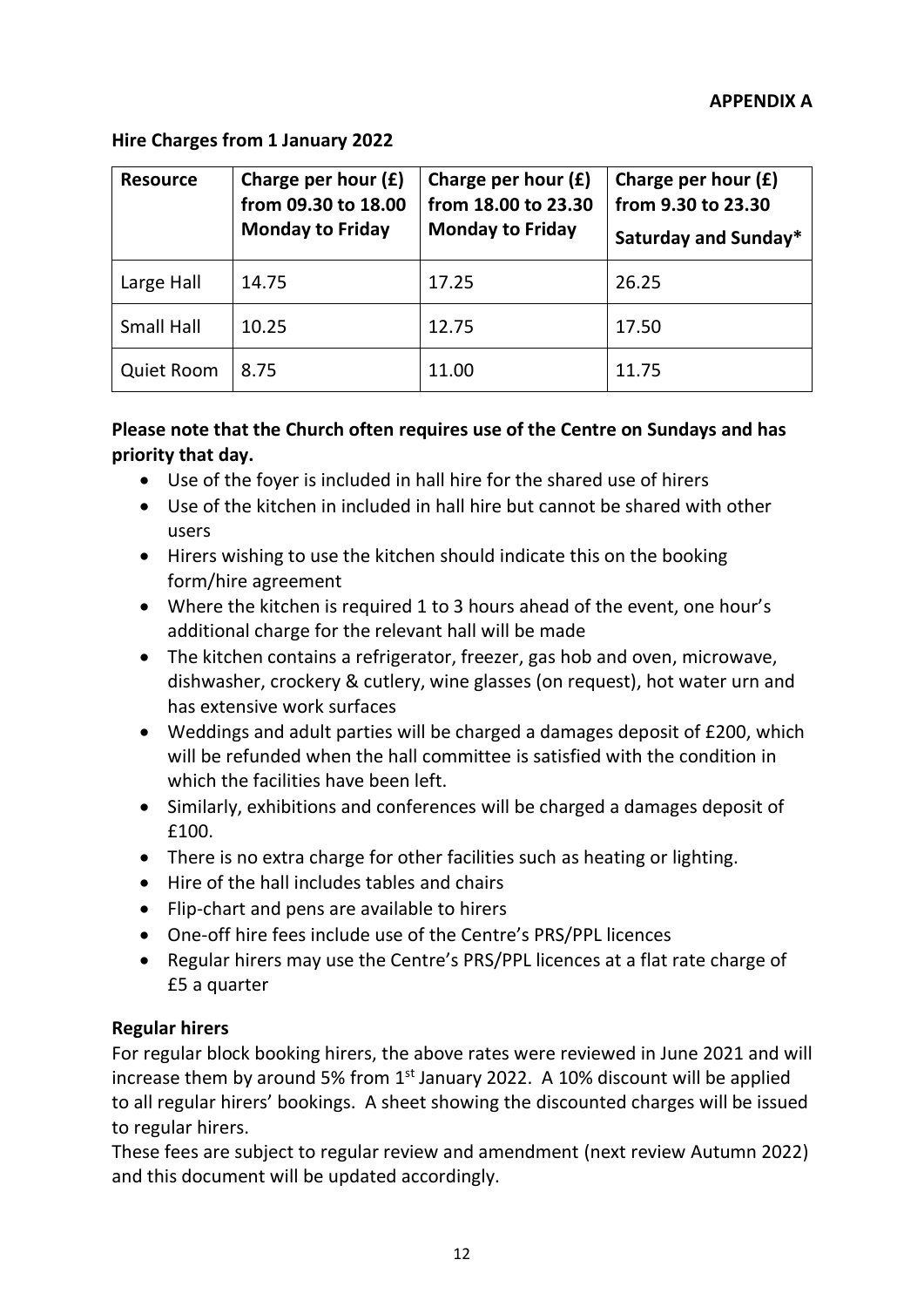**APPENDIX A**

**Hire Charges from 1 January 2022**

| Resource | Charge per hour (£) from 09.30 to 18.00 Monday to Friday | Charge per hour (£) from 18.00 to 23.30 Monday to Friday | Charge per hour (£) from 9.30 to 23.30 Saturday and Sunday* |
|---|---|---|---|
| Large Hall | 14.75 | 17.25 | 26.25 |
| Small Hall | 10.25 | 12.75 | 17.50 |
| Quiet Room | 8.75 | 11.00 | 11.75 |

**Please note that the Church often requires use of the Centre on Sundays and has priority that day.**

- Use of the foyer is included in hall hire for the shared use of hirers
- Use of the kitchen in included in hall hire but cannot be shared with other users
- Hirers wishing to use the kitchen should indicate this on the booking form/hire agreement
- Where the kitchen is required 1 to 3 hours ahead of the event, one hour's additional charge for the relevant hall will be made
- The kitchen contains a refrigerator, freezer, gas hob and oven, microwave, dishwasher, crockery & cutlery, wine glasses (on request), hot water urn and has extensive work surfaces
- Weddings and adult parties will be charged a damages deposit of £200, which will be refunded when the hall committee is satisfied with the condition in which the facilities have been left.
- Similarly, exhibitions and conferences will be charged a damages deposit of £100.
- There is no extra charge for other facilities such as heating or lighting.
- Hire of the hall includes tables and chairs
- Flip-chart and pens are available to hirers
- One-off hire fees include use of the Centre's PRS/PPL licences
- Regular hirers may use the Centre's PRS/PPL licences at a flat rate charge of £5 a quarter

**Regular hirers**

For regular block booking hirers, the above rates were reviewed in June 2021 and will increase them by around 5% from 1st January 2022. A 10% discount will be applied to all regular hirers' bookings. A sheet showing the discounted charges will be issued to regular hirers.

These fees are subject to regular review and amendment (next review Autumn 2022) and this document will be updated accordingly.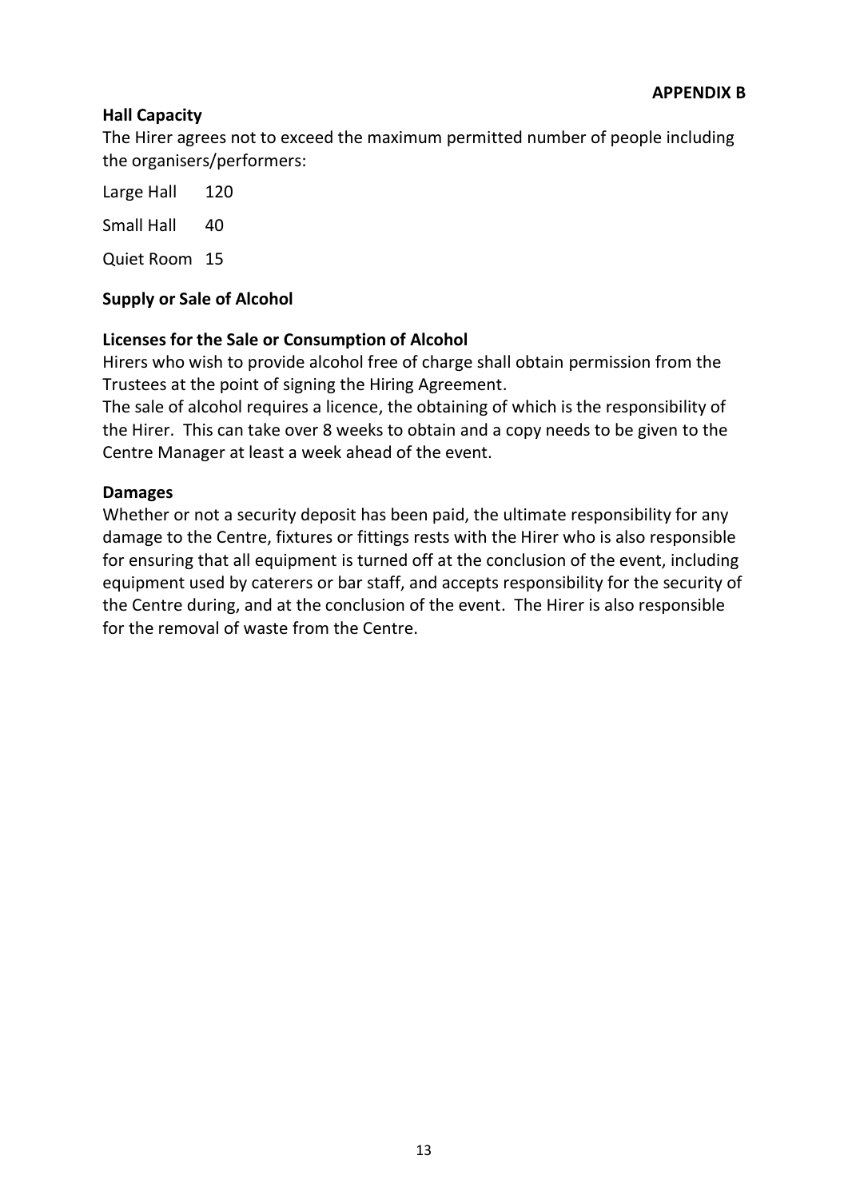**APPENDIX B**

**Hall Capacity**

The Hirer agrees not to exceed the maximum permitted number of people including the organisers/performers:

Large Hall 120

Small Hall 40

Quiet Room 15

**Supply or Sale of Alcohol**

**Licenses for the Sale or Consumption of Alcohol**

Hirers who wish to provide alcohol free of charge shall obtain permission from the Trustees at the point of signing the Hiring Agreement.

The sale of alcohol requires a licence, the obtaining of which is the responsibility of the Hirer. This can take over 8 weeks to obtain and a copy needs to be given to the Centre Manager at least a week ahead of the event.

**Damages**

Whether or not a security deposit has been paid, the ultimate responsibility for any damage to the Centre, fixtures or fittings rests with the Hirer who is also responsible for ensuring that all equipment is turned off at the conclusion of the event, including equipment used by caterers or bar staff, and accepts responsibility for the security of the Centre during, and at the conclusion of the event. The Hirer is also responsible for the removal of waste from the Centre.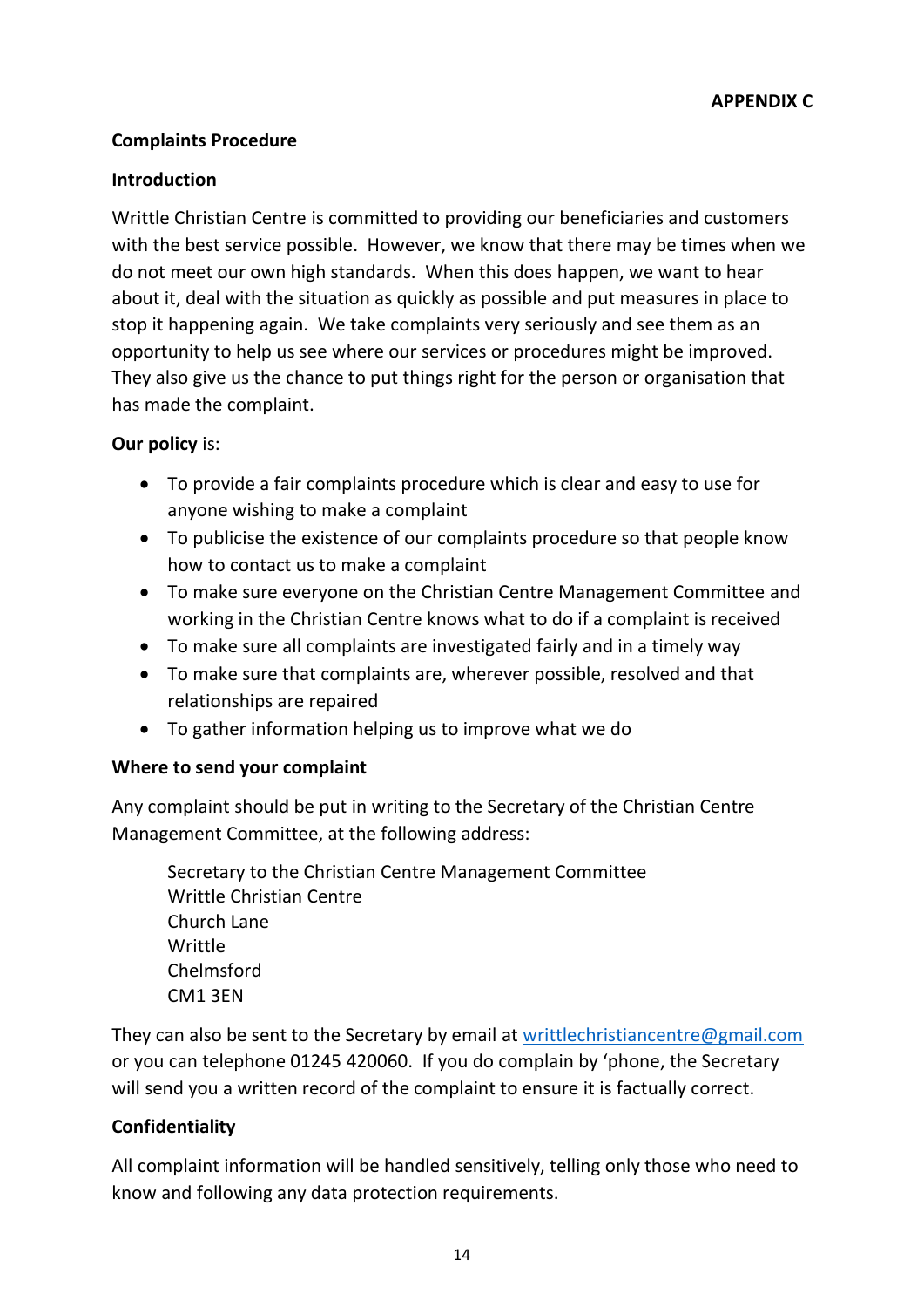**APPENDIX C**

## Complaints Procedure

### Introduction

Writtle Christian Centre is committed to providing our beneficiaries and customers with the best service possible. However, we know that there may be times when we do not meet our own high standards. When this does happen, we want to hear about it, deal with the situation as quickly as possible and put measures in place to stop it happening again. We take complaints very seriously and see them as an opportunity to help us see where our services or procedures might be improved. They also give us the chance to put things right for the person or organisation that has made the complaint.

**Our policy** is:

- To provide a fair complaints procedure which is clear and easy to use for anyone wishing to make a complaint
- To publicise the existence of our complaints procedure so that people know how to contact us to make a complaint
- To make sure everyone on the Christian Centre Management Committee and working in the Christian Centre knows what to do if a complaint is received
- To make sure all complaints are investigated fairly and in a timely way
- To make sure that complaints are, wherever possible, resolved and that relationships are repaired
- To gather information helping us to improve what we do

### Where to send your complaint

Any complaint should be put in writing to the Secretary of the Christian Centre Management Committee, at the following address:

> Secretary to the Christian Centre Management Committee
> Writtle Christian Centre
> Church Lane
> Writtle
> Chelmsford
> CM1 3EN

They can also be sent to the Secretary by email at writtlechristiancentre@gmail.com or you can telephone 01245 420060. If you do complain by 'phone, the Secretary will send you a written record of the complaint to ensure it is factually correct.

### Confidentiality

All complaint information will be handled sensitively, telling only those who need to know and following any data protection requirements.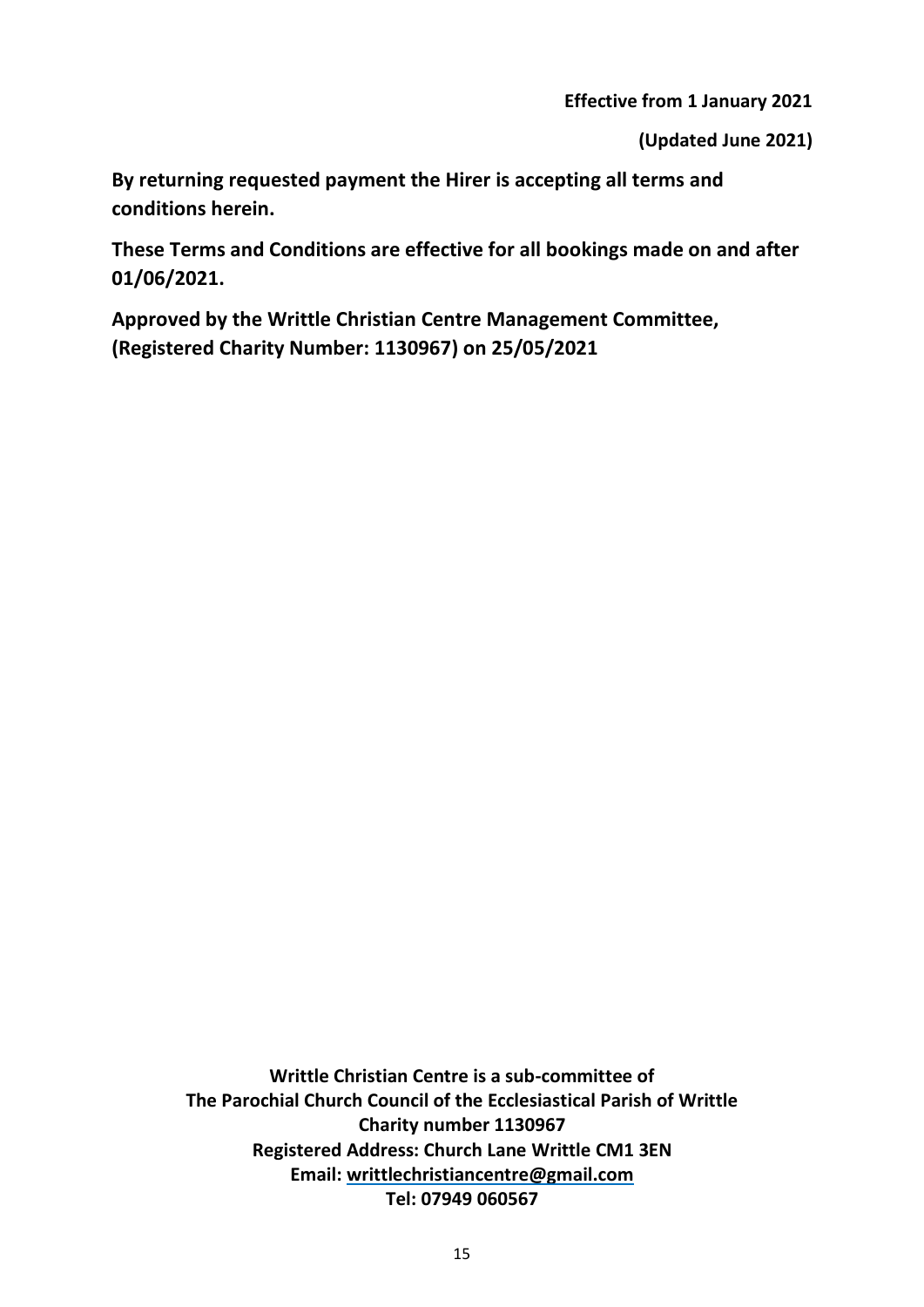**Effective from 1 January 2021**

**(Updated June 2021)**

**By returning requested payment the Hirer is accepting all terms and conditions herein.**

**These Terms and Conditions are effective for all bookings made on and after 01/06/2021.**

**Approved by the Writtle Christian Centre Management Committee, (Registered Charity Number: 1130967) on 25/05/2021**

**Writtle Christian Centre is a sub-committee of**
**The Parochial Church Council of the Ecclesiastical Parish of Writtle**
**Charity number 1130967**
**Registered Address: Church Lane Writtle CM1 3EN**
**Email: writtlechristiancentre@gmail.com**
**Tel: 07949 060567**